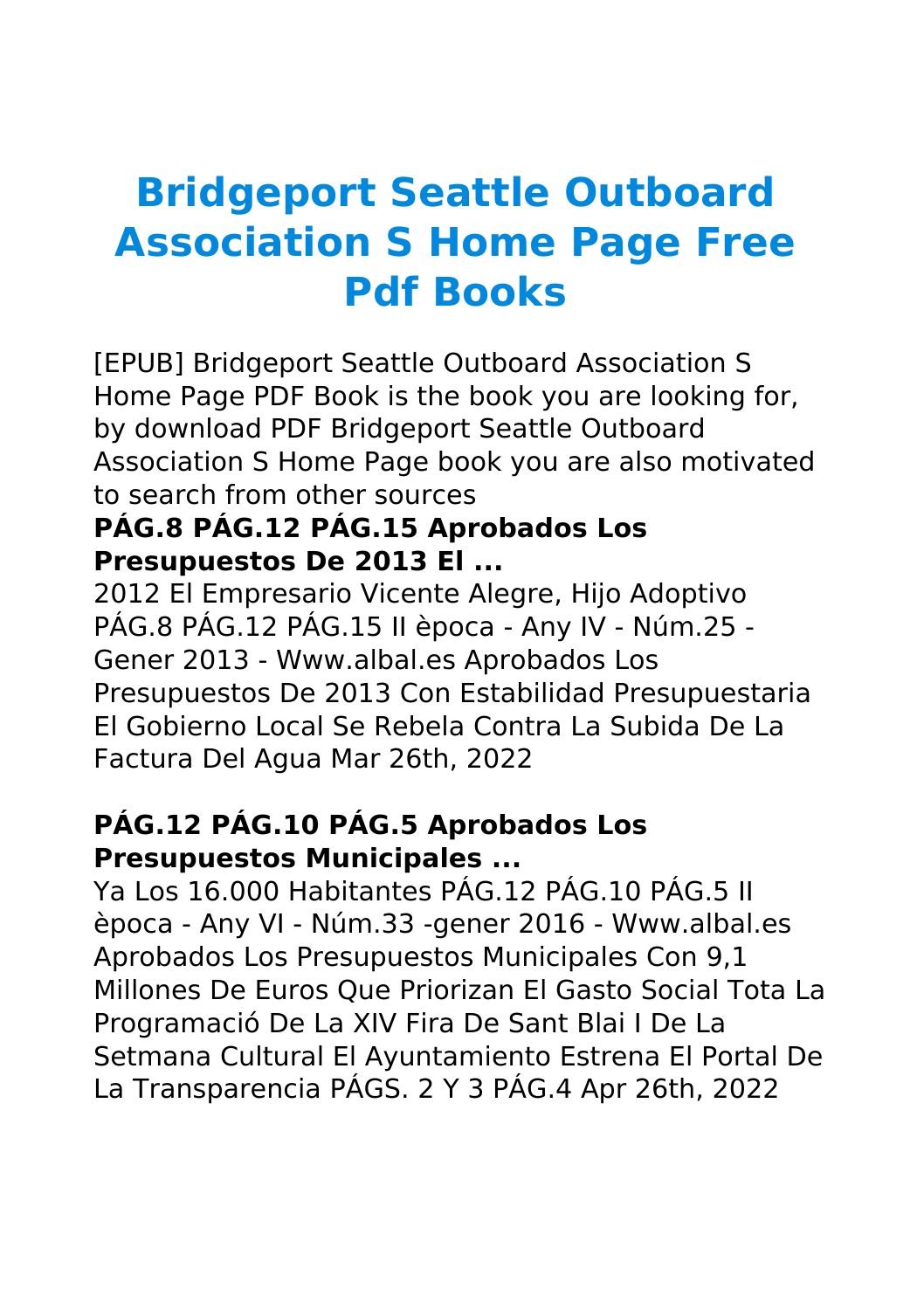# Bridgeport Seattle Outboard Association S Home Page Free Pdf Books

[EPUB] Bridgeport Seattle Outboard Association S Home Page PDF Book is the book you are looking for, by download PDF Bridgeport Seattle Outboard Association S Home Page book you are also motivated to search from other sources

### PÁG.8 PÁG.12 PÁG.15 Aprobados Los Presupuestos De 2013 El ...

2012 El Empresario Vicente Alegre, Hijo Adoptivo PÁG.8 PÁG.12 PÁG.15 II època - Any IV - Núm.25 - Gener 2013 - Www.albal.es Aprobados Los Presupuestos De 2013 Con Estabilidad Presupuestaria El Gobierno Local Se Rebela Contra La Subida De La Factura Del Agua Mar 26th, 2022

### PÁG.12 PÁG.10 PÁG.5 Aprobados Los Presupuestos Municipales ...

Ya Los 16.000 Habitantes PÁG.12 PÁG.10 PÁG.5 II època - Any VI - Núm.33 -gener 2016 - Www.albal.es Aprobados Los Presupuestos Municipales Con 9,1 Millones De Euros Que Priorizan El Gasto Social Tota La Programació De La XIV Fira De Sant Blai I De La Setmana Cultural El Ayuntamiento Estrena El Portal De La Transparencia PÁGS. 2 Y 3 PÁG.4 Apr 26th, 2022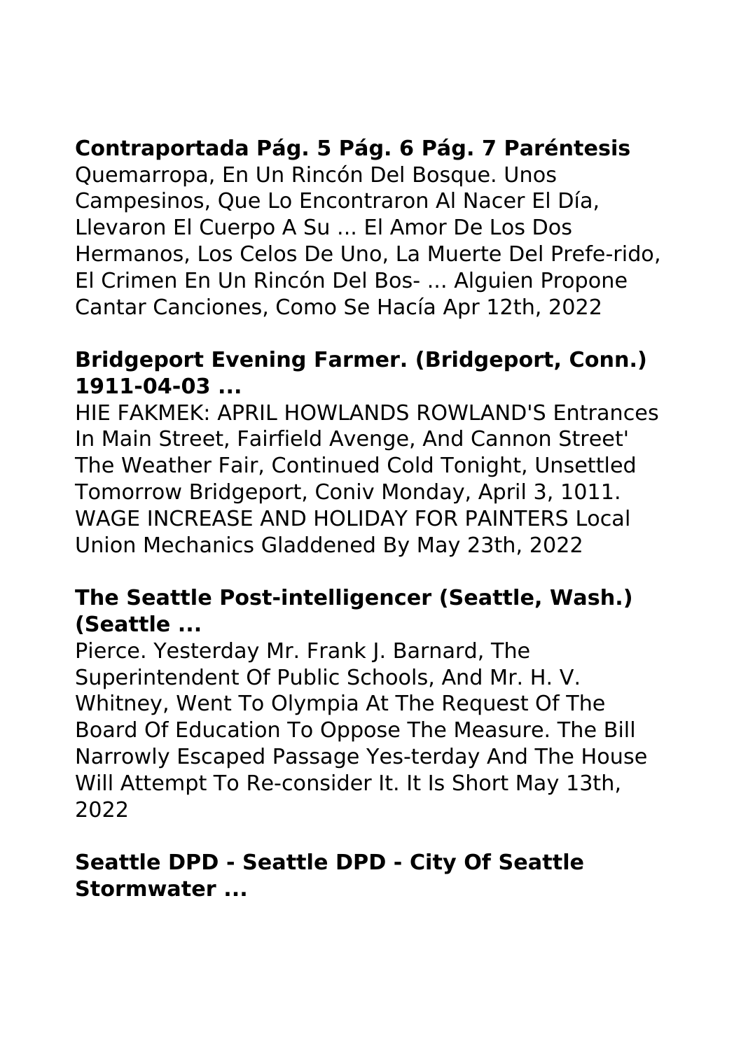**Contraportada Pág. 5 Pág. 6 Pág. 7 Paréntesis**

Quemarropa, En Un Rincón Del Bosque. Unos Campesinos, Que Lo Encontraron Al Nacer El Día, Llevaron El Cuerpo A Su ... El Amor De Los Dos Hermanos, Los Celos De Uno, La Muerte Del Prefe-rido, El Crimen En Un Rincón Del Bos- ... Alguien Propone Cantar Canciones, Como Se Hacía Apr 12th, 2022

**Bridgeport Evening Farmer. (Bridgeport, Conn.) 1911-04-03 ...**

HIE FAKMEK: APRIL HOWLANDS ROWLAND'S Entrances In Main Street, Fairfield Avenge, And Cannon Street' The Weather Fair, Continued Cold Tonight, Unsettled Tomorrow Bridgeport, Coniv Monday, April 3, 1011. WAGE INCREASE AND HOLIDAY FOR PAINTERS Local Union Mechanics Gladdened By May 23th, 2022

**The Seattle Post-intelligencer (Seattle, Wash.) (Seattle ...**

Pierce. Yesterday Mr. Frank J. Barnard, The Superintendent Of Public Schools, And Mr. H. V. Whitney, Went To Olympia At The Request Of The Board Of Education To Oppose The Measure. The Bill Narrowly Escaped Passage Yes-terday And The House Will Attempt To Re-consider It. It Is Short May 13th, 2022

**Seattle DPD - Seattle DPD - City Of Seattle Stormwater ...**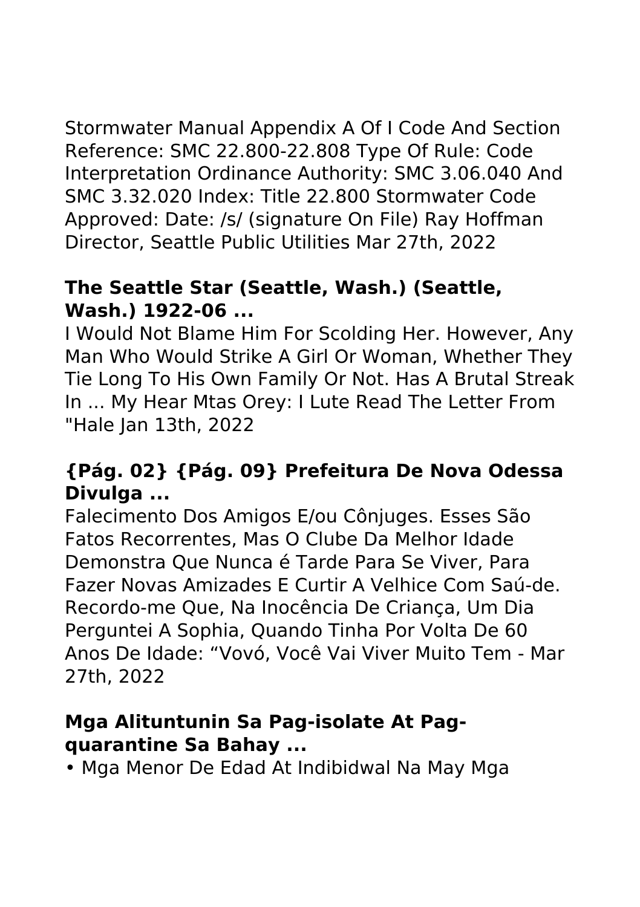Stormwater Manual Appendix A Of I Code And Section Reference: SMC 22.800-22.808 Type Of Rule: Code Interpretation Ordinance Authority: SMC 3.06.040 And SMC 3.32.020 Index: Title 22.800 Stormwater Code Approved: Date: /s/ (signature On File) Ray Hoffman Director, Seattle Public Utilities Mar 27th, 2022

### The Seattle Star (Seattle, Wash.) (Seattle, Wash.) 1922-06 ...

I Would Not Blame Him For Scolding Her. However, Any Man Who Would Strike A Girl Or Woman, Whether They Tie Long To His Own Family Or Not. Has A Brutal Streak In ... My Hear Mtas Orey: I Lute Read The Letter From "Hale Jan 13th, 2022

### {Pág. 02} {Pág. 09} Prefeitura De Nova Odessa Divulga ...

Falecimento Dos Amigos E/ou Cônjuges. Esses São Fatos Recorrentes, Mas O Clube Da Melhor Idade Demonstra Que Nunca é Tarde Para Se Viver, Para Fazer Novas Amizades E Curtir A Velhice Com Saú-de. Recordo-me Que, Na Inocência De Criança, Um Dia Perguntei A Sophia, Quando Tinha Por Volta De 60 Anos De Idade: "Vovó, Você Vai Viver Muito Tem - Mar 27th, 2022

### Mga Alituntunin Sa Pag-isolate At Pag-quarantine Sa Bahay ...

• Mga Menor De Edad At Indibidwal Na May Mga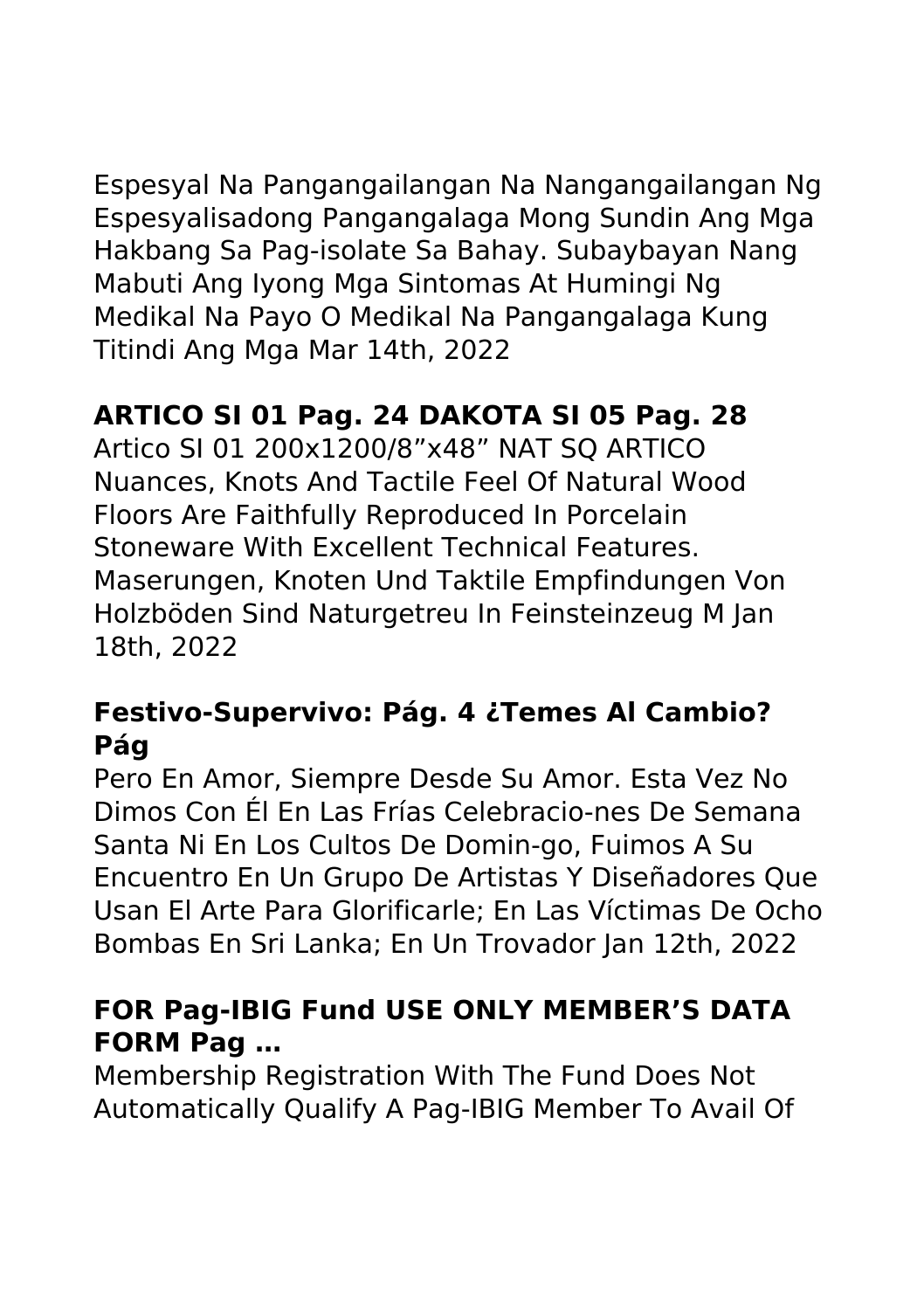Espesyal Na Pangangailangan Na Nangangailangan Ng Espesyalisadong Pangangalaga Mong Sundin Ang Mga Hakbang Sa Pag-isolate Sa Bahay. Subaybayan Nang Mabuti Ang Iyong Mga Sintomas At Humingi Ng Medikal Na Payo O Medikal Na Pangangalaga Kung Titindi Ang Mga Mar 14th, 2022

### ARTICO SI 01 Pag. 24 DAKOTA SI 05 Pag. 28

Artico SI 01 200x1200/8”x48” NAT SQ ARTICO Nuances, Knots And Tactile Feel Of Natural Wood Floors Are Faithfully Reproduced In Porcelain Stoneware With Excellent Technical Features. Maserungen, Knoten Und Taktile Empfindungen Von Holzböden Sind Naturgetreu In Feinsteinzeug M Jan 18th, 2022

### Festivo-Supervivo: Pág. 4 ¿Temes Al Cambio? Pág

Pero En Amor, Siempre Desde Su Amor. Esta Vez No Dimos Con Él En Las Frías Celebracio-nes De Semana Santa Ni En Los Cultos De Domin-go, Fuimos A Su Encuentro En Un Grupo De Artistas Y Diseñadores Que Usan El Arte Para Glorificarle; En Las Víctimas De Ocho Bombas En Sri Lanka; En Un Trovador Jan 12th, 2022

### FOR Pag-IBIG Fund USE ONLY MEMBER’S DATA FORM Pag …

Membership Registration With The Fund Does Not Automatically Qualify A Pag-IBIG Member To Avail Of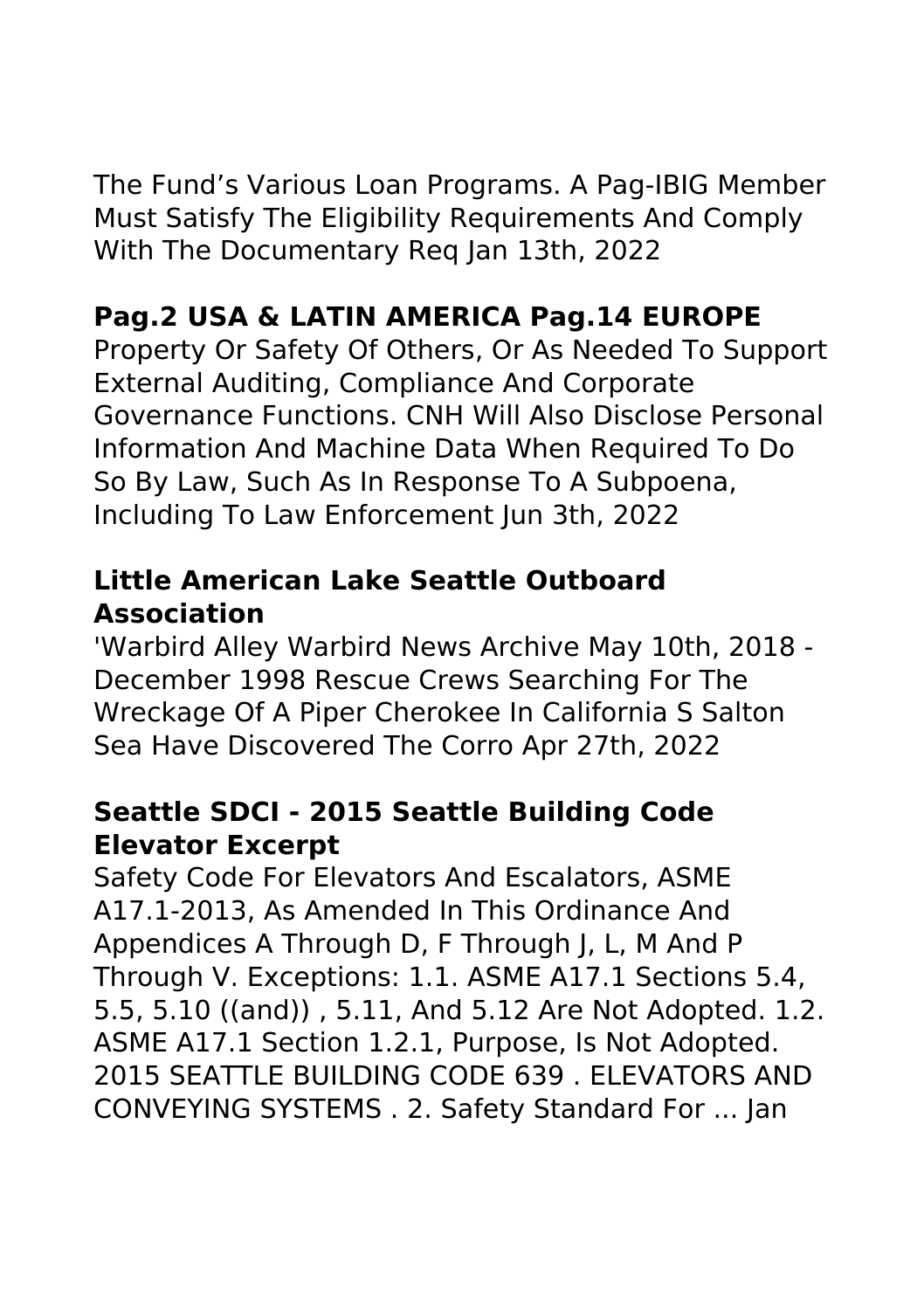The Fund's Various Loan Programs. A Pag-IBIG Member Must Satisfy The Eligibility Requirements And Comply With The Documentary Req Jan 13th, 2022

### Pag.2 USA & LATIN AMERICA Pag.14 EUROPE

Property Or Safety Of Others, Or As Needed To Support External Auditing, Compliance And Corporate Governance Functions. CNH Will Also Disclose Personal Information And Machine Data When Required To Do So By Law, Such As In Response To A Subpoena, Including To Law Enforcement Jun 3th, 2022

### Little American Lake Seattle Outboard Association

'Warbird Alley Warbird News Archive May 10th, 2018 - December 1998 Rescue Crews Searching For The Wreckage Of A Piper Cherokee In California S Salton Sea Have Discovered The Corro Apr 27th, 2022

### Seattle SDCI - 2015 Seattle Building Code Elevator Excerpt

Safety Code For Elevators And Escalators, ASME A17.1-2013, As Amended In This Ordinance And Appendices A Through D, F Through J, L, M And P Through V. Exceptions: 1.1. ASME A17.1 Sections 5.4, 5.5, 5.10 ((and)) , 5.11, And 5.12 Are Not Adopted. 1.2. ASME A17.1 Section 1.2.1, Purpose, Is Not Adopted. 2015 SEATTLE BUILDING CODE 639 . ELEVATORS AND CONVEYING SYSTEMS . 2. Safety Standard For ... Jan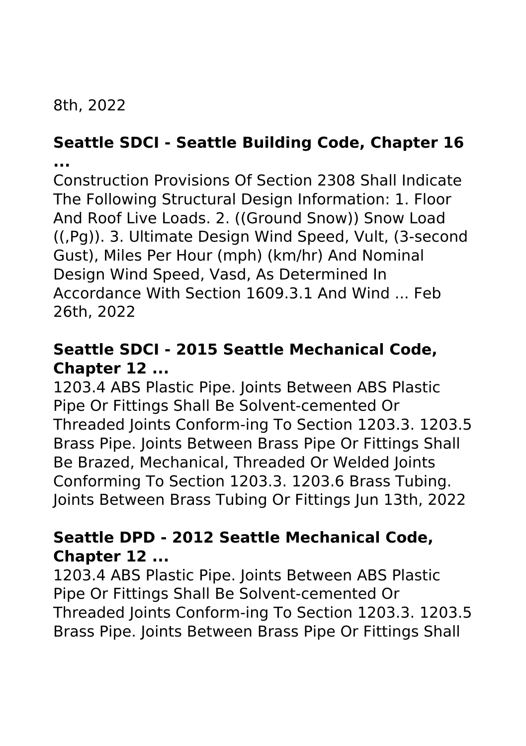8th, 2022

### Seattle SDCI - Seattle Building Code, Chapter 16 ...

Construction Provisions Of Section 2308 Shall Indicate The Following Structural Design Information: 1. Floor And Roof Live Loads. 2. ((Ground Snow)) Snow Load ((,Pg)). 3. Ultimate Design Wind Speed, Vult, (3-second Gust), Miles Per Hour (mph) (km/hr) And Nominal Design Wind Speed, Vasd, As Determined In Accordance With Section 1609.3.1 And Wind ... Feb 26th, 2022

### Seattle SDCI - 2015 Seattle Mechanical Code, Chapter 12 ...

1203.4 ABS Plastic Pipe. Joints Between ABS Plastic Pipe Or Fittings Shall Be Solvent-cemented Or Threaded Joints Conform-ing To Section 1203.3. 1203.5 Brass Pipe. Joints Between Brass Pipe Or Fittings Shall Be Brazed, Mechanical, Threaded Or Welded Joints Conforming To Section 1203.3. 1203.6 Brass Tubing. Joints Between Brass Tubing Or Fittings Jun 13th, 2022

### Seattle DPD - 2012 Seattle Mechanical Code, Chapter 12 ...

1203.4 ABS Plastic Pipe. Joints Between ABS Plastic Pipe Or Fittings Shall Be Solvent-cemented Or Threaded Joints Conform-ing To Section 1203.3. 1203.5 Brass Pipe. Joints Between Brass Pipe Or Fittings Shall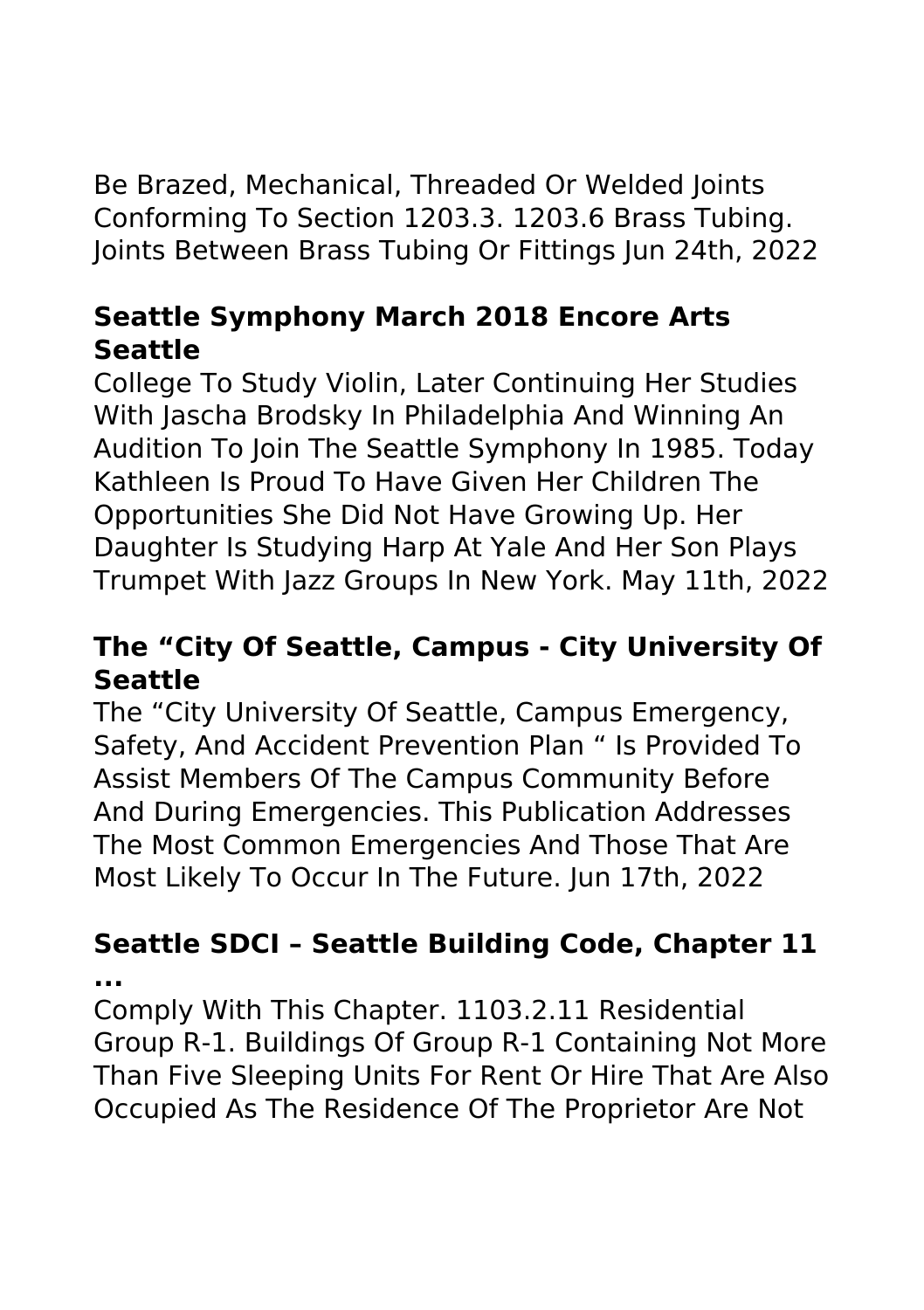Be Brazed, Mechanical, Threaded Or Welded Joints Conforming To Section 1203.3. 1203.6 Brass Tubing. Joints Between Brass Tubing Or Fittings Jun 24th, 2022

### Seattle Symphony March 2018 Encore Arts Seattle

College To Study Violin, Later Continuing Her Studies With Jascha Brodsky In Philadelphia And Winning An Audition To Join The Seattle Symphony In 1985. Today Kathleen Is Proud To Have Given Her Children The Opportunities She Did Not Have Growing Up. Her Daughter Is Studying Harp At Yale And Her Son Plays Trumpet With Jazz Groups In New York. May 11th, 2022

### The "City Of Seattle, Campus - City University Of Seattle

The "City University Of Seattle, Campus Emergency, Safety, And Accident Prevention Plan " Is Provided To Assist Members Of The Campus Community Before And During Emergencies. This Publication Addresses The Most Common Emergencies And Those That Are Most Likely To Occur In The Future. Jun 17th, 2022

### Seattle SDCI – Seattle Building Code, Chapter 11 ...

Comply With This Chapter. 1103.2.11 Residential Group R-1. Buildings Of Group R-1 Containing Not More Than Five Sleeping Units For Rent Or Hire That Are Also Occupied As The Residence Of The Proprietor Are Not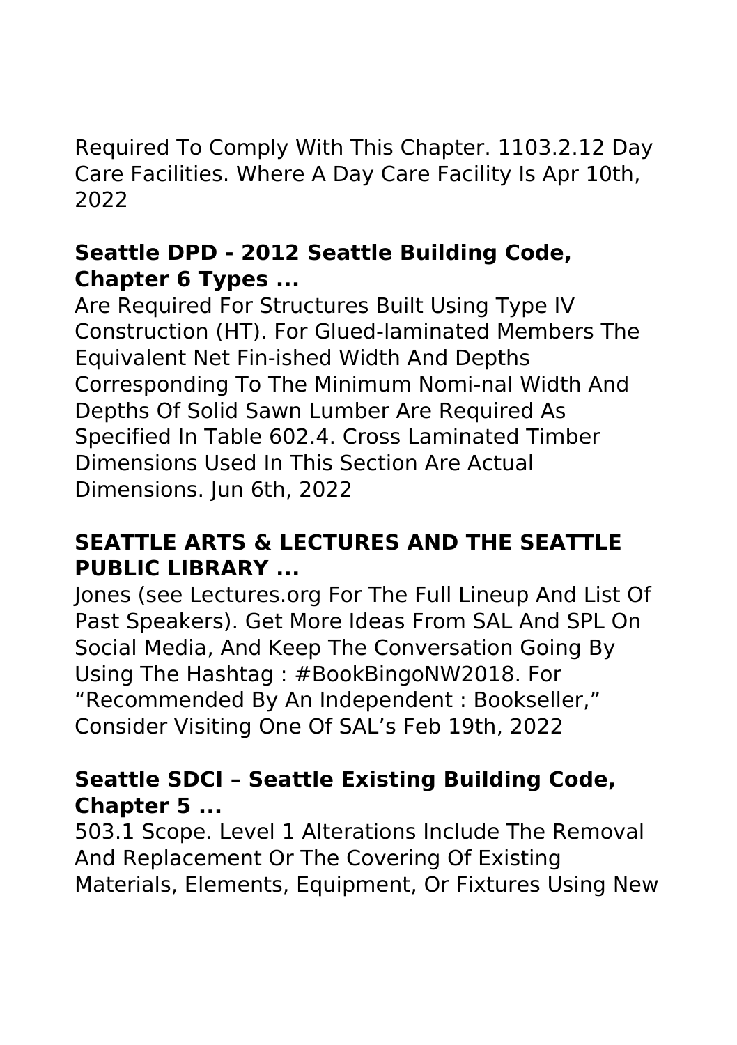Required To Comply With This Chapter. 1103.2.12 Day Care Facilities. Where A Day Care Facility Is Apr 10th, 2022

## Seattle DPD - 2012 Seattle Building Code, Chapter 6 Types ...

Are Required For Structures Built Using Type IV Construction (HT). For Glued-laminated Members The Equivalent Net Fin-ished Width And Depths Corresponding To The Minimum Nomi-nal Width And Depths Of Solid Sawn Lumber Are Required As Specified In Table 602.4. Cross Laminated Timber Dimensions Used In This Section Are Actual Dimensions. Jun 6th, 2022

## SEATTLE ARTS & LECTURES AND THE SEATTLE PUBLIC LIBRARY ...

Jones (see Lectures.org For The Full Lineup And List Of Past Speakers). Get More Ideas From SAL And SPL On Social Media, And Keep The Conversation Going By Using The Hashtag : #BookBingoNW2018. For "Recommended By An Independent : Bookseller," Consider Visiting One Of SAL's Feb 19th, 2022

## Seattle SDCI – Seattle Existing Building Code, Chapter 5 ...

503.1 Scope. Level 1 Alterations Include The Removal And Replacement Or The Covering Of Existing Materials, Elements, Equipment, Or Fixtures Using New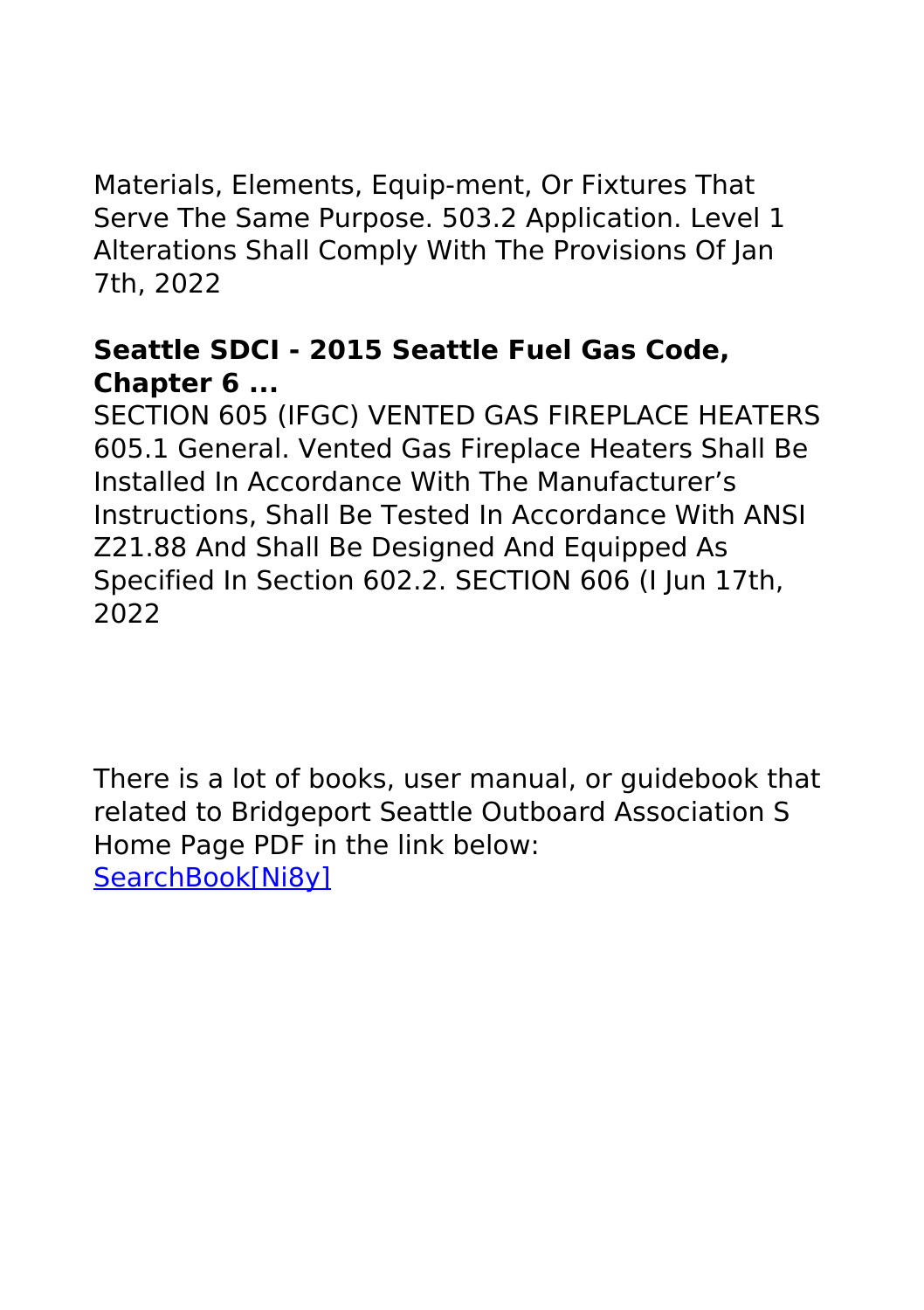Materials, Elements, Equip-ment, Or Fixtures That Serve The Same Purpose. 503.2 Application. Level 1 Alterations Shall Comply With The Provisions Of Jan 7th, 2022

**Seattle SDCI - 2015 Seattle Fuel Gas Code, Chapter 6 ...**

SECTION 605 (IFGC) VENTED GAS FIREPLACE HEATERS 605.1 General. Vented Gas Fireplace Heaters Shall Be Installed In Accordance With The Manufacturer's Instructions, Shall Be Tested In Accordance With ANSI Z21.88 And Shall Be Designed And Equipped As Specified In Section 602.2. SECTION 606 (I Jun 17th, 2022

There is a lot of books, user manual, or guidebook that related to Bridgeport Seattle Outboard Association S Home Page PDF in the link below:
SearchBook[Ni8y]